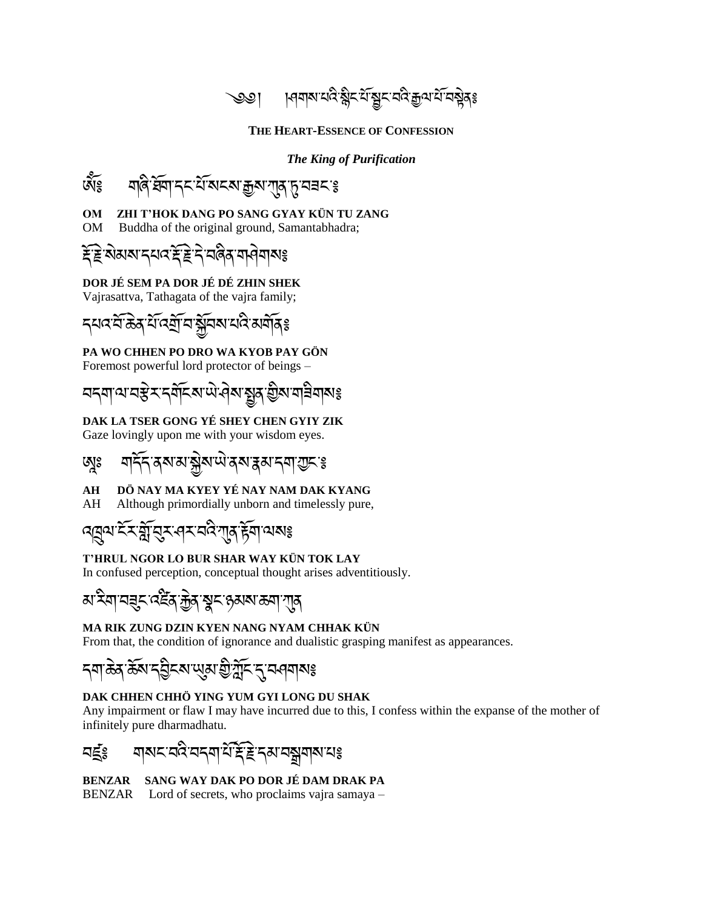༄༅། །བཤགས་པའི་སྙིང་པོ་སྦྱོང་བའི་རྒྱལ་པོ་བསྟེན༔

**THE HEART-ESSENCE OF CONFESSION**

***The King of Purification***

ཨོཾ༔ གཞི་ཐོག་དང་པོ་སངས་རྒྱས་ཀུན་ཏུ་བཟང་༔

**OM ZHI T'HOK DANG PO SANG GYAY KÜN TU ZANG**

OM Buddha of the original ground, Samantabhadra;

རྡོ་རྗེ་སེམས་དཔའ་རྡོ་རྗེ་དེ་བཞིན་གཤེགས༔

**DOR JÉ SEM PA DOR JÉ DÉ ZHIN SHEK**

Vajrasattva, Tathagata of the vajra family;

དཔའ་བོ་ཆེན་པོ་འགྲོ་བ་སྐྱོབས་པའི་མགོན༔

**PA WO CHHEN PO DRO WA KYOB PAY GÖN**

Foremost powerful lord protector of beings –

བདག་ལ་བརྩེར་དགོངས་ཡེ་ཤེས་སྤྱན་གྱིས་གཟིགས༔

**DAK LA TSER GONG YÉ SHEY CHEN GYIY ZIK**

Gaze lovingly upon me with your wisdom eyes.

ཨཱཿ གདོད་ནས་མ་སྐྱེས་ཡེ་ནས་རྣམ་དག་ཀྱང་༔

**AH DÖ NAY MA KYEY YÉ NAY NAM DAK KYANG**

AH Although primordially unborn and timelessly pure,

འཁྲུལ་ངོར་གློ་བུར་ཤར་བའི་ཀུན་རྟོག་ལས༔

**T'HRUL NGOR LO BUR SHAR WAY KÜN TOK LAY**

In confused perception, conceptual thought arises adventitiously.

མ་རིག་བཟུང་འཛིན་རྐྱེན་སྣང་ཉམས་ཆག་ཀུན

**MA RIK ZUNG DZIN KYEN NANG NYAM CHHAK KÜN**

From that, the condition of ignorance and dualistic grasping manifest as appearances.

དག་ཆེན་ཆོས་དབྱིངས་ཡུམ་གྱི་ཀློང་དུ་བཤགས༔

**DAK CHHEN CHHÖ YING YUM GYI LONG DU SHAK**

Any impairment or flaw I may have incurred due to this, I confess within the expanse of the mother of infinitely pure dharmadhatu.

བཛྲ༔ གསང་བའི་བདག་པོ་རྡོ་རྗེ་དམ་བསྒྲགས་པ༔

**BENZAR SANG WAY DAK PO DOR JÉ DAM DRAK PA**

BENZAR Lord of secrets, who proclaims vajra samaya –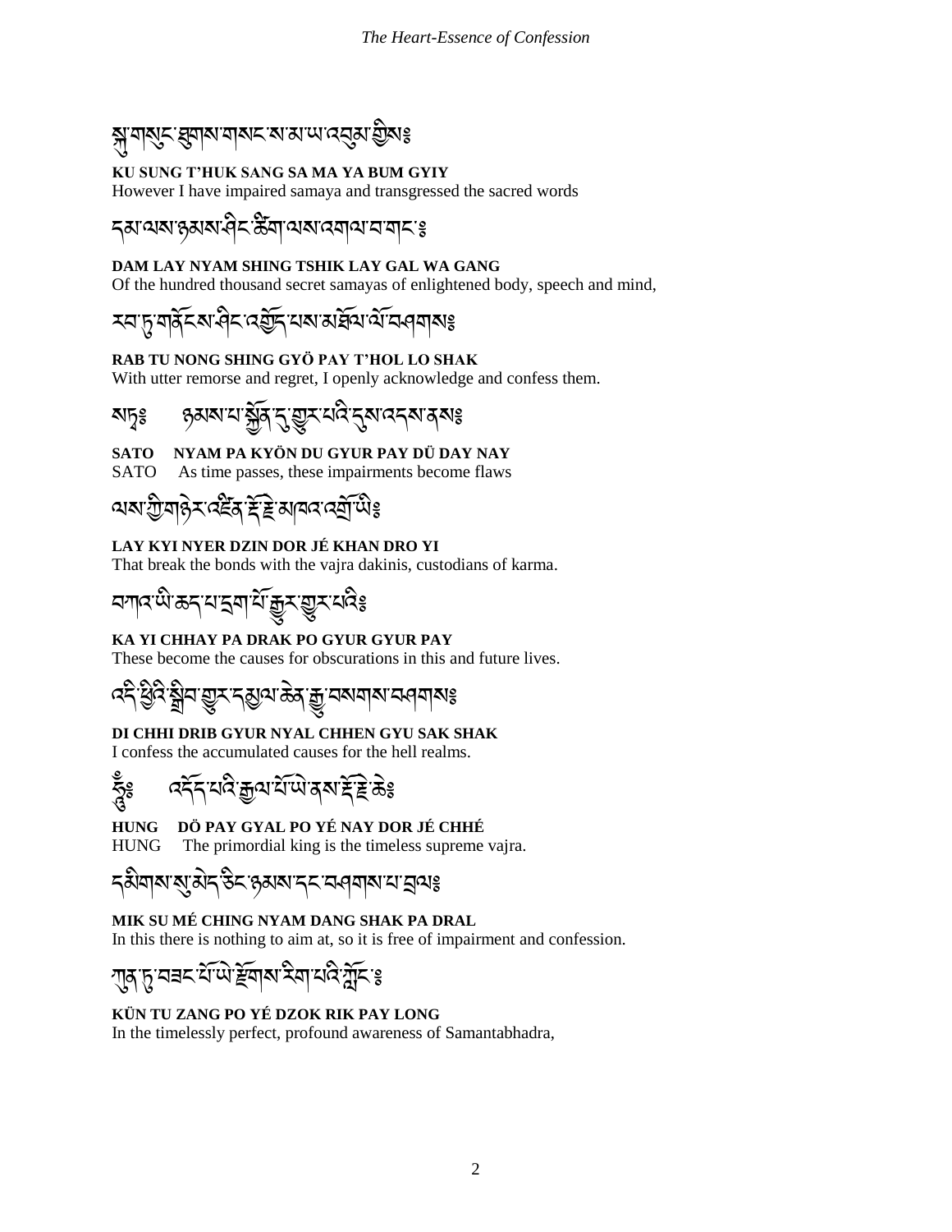སྐུ་གསུང་ཐུགས་གསང་ས་མ་ཡ་འབུམ་གྱིས༔

**KU SUNG T'HUK SANG SA MA YA BUM GYIY**
However I have impaired samaya and transgressed the sacred words

དམ་ལས་ཉམས་ཤིང་ཚིག་ལས་འགལ་བ་གང་༔

**DAM LAY NYAM SHING TSHIK LAY GAL WA GANG**
Of the hundred thousand secret samayas of enlightened body, speech and mind,

རབ་ཏུ་གནོངས་ཤིང་འགྱོད་པས་མཐོལ་ལོ་བཤགས༔

**RAB TU NONG SHING GYÖ PAY T'HOL LO SHAK**
With utter remorse and regret, I openly acknowledge and confess them.

སཏྭ༔ ཉམས་པ་སྐྱོན་དུ་གྱུར་པའི་དུས་འདས་ནས༔

**SATO NYAM PA KYÖN DU GYUR PAY DÜ DAY NAY**
SATO As time passes, these impairments become flaws

ལས་ཀྱི་གཉེར་འཛིན་རྡོ་རྗེ་མཁའ་འགྲོ་ཡི༔

**LAY KYI NYER DZIN DOR JÉ KHAN DRO YI**
That break the bonds with the vajra dakinis, custodians of karma.

བཀའ་ཡི་ཆད་པ་དྲག་པོ་རྒྱུར་གྱུར་པའི༔

**KA YI CHHAY PA DRAK PO GYUR GYUR PAY**
These become the causes for obscurations in this and future lives.

འདི་ཕྱིའི་སྒྲིབ་གྱུར་དམྱལ་ཆེན་རྒྱུ་བསགས་བཤགས༔

**DI CHHI DRIB GYUR NYAL CHHEN GYU SAK SHAK**
I confess the accumulated causes for the hell realms.

ཧཱུྃ༔ འདོད་པའི་རྒྱལ་པོ་ཡེ་ནས་རྡོ་རྗེ་ཆེ༔

**HUNG DÖ PAY GYAL PO YÉ NAY DOR JÉ CHHÉ**
HUNG The primordial king is the timeless supreme vajra.

དམིགས་སུ་མེད་ཅིང་ཉམས་དང་བཤགས་པ་བྲལ༔

**MIK SU MÉ CHING NYAM DANG SHAK PA DRAL**
In this there is nothing to aim at, so it is free of impairment and confession.

ཀུན་ཏུ་བཟང་པོ་ཡེ་རྫོགས་རིག་པའི་ཀློང་༔

**KÜN TU ZANG PO YÉ DZOK RIK PAY LONG**
In the timelessly perfect, profound awareness of Samantabhadra,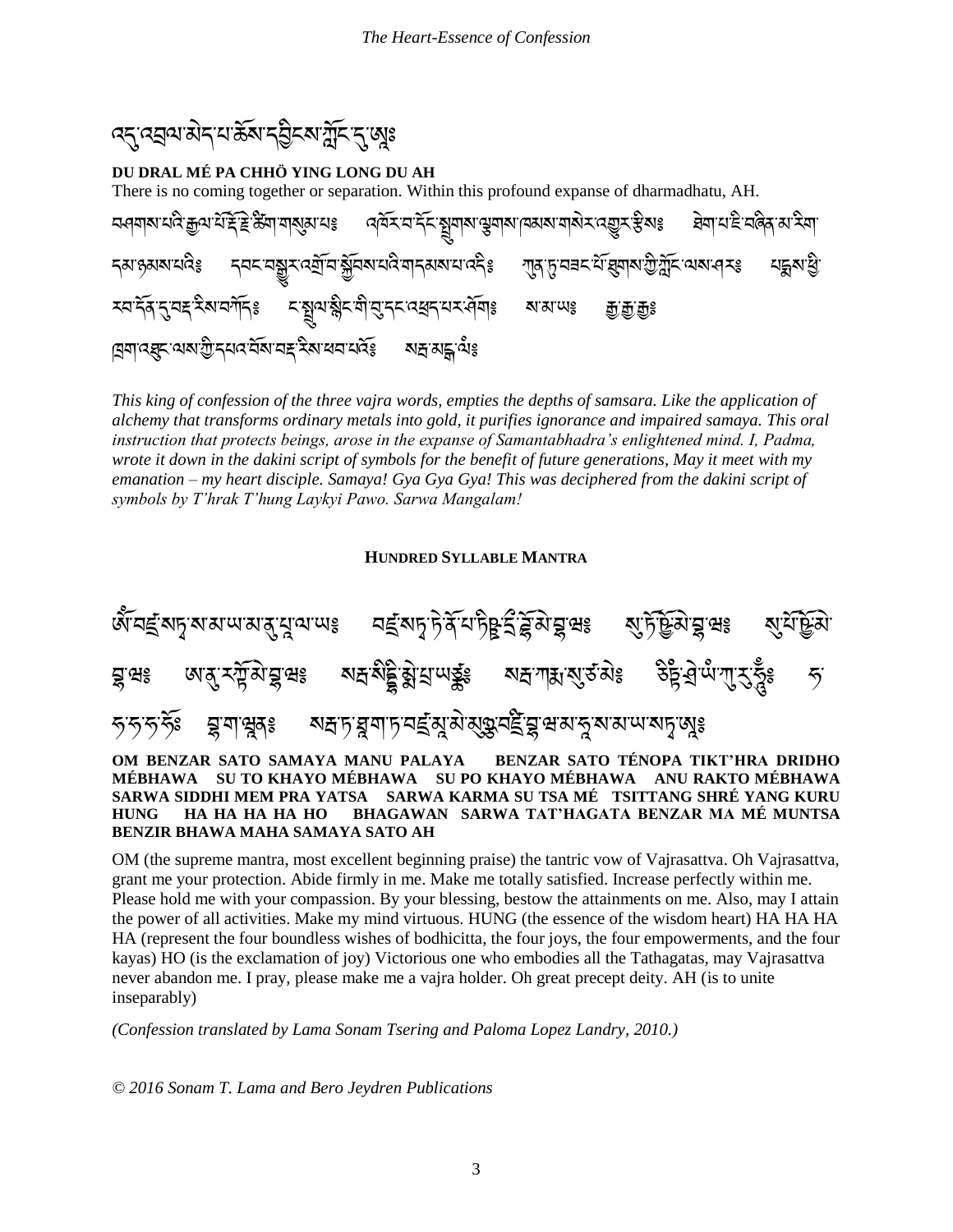འདུ་འབྲལ་མེད་པ་ཆོས་དབྱིངས་ཀློང་དུ་ཨཱཿ

**DU DRAL MÉ PA CHHÖ YING LONG DU AH**

There is no coming together or separation. Within this profound expanse of dharmadhatu, AH.

བཤགས་པའི་རྒྱལ་པོ་རྡོ་རྗེ་ཚིག་གསུམ་པཿ འཁོར་བ་དོང་སྤྲུགས་ལྕགས་ཁམས་གསེར་འགྱུར་རྩིསཿ ཐེག་པ་ཇི་བཞིན་མ་རིག་དམ་ཉམས་པའིཿ དབང་བསྒྱུར་འགྲོ་བ་སྐྱོབས་པའི་གདམས་པ་འདིཿ ཀུན་ཏུ་བཟང་པོ་ཐུགས་ཀྱི་ཀློང་ལས་ཤརཿ པདྨས་ཕྱི་རབ་དོན་དུ་བརྡ་རིས་བཀོདཿ ང་སྤྲུལ་སྙིང་གི་བུ་དང་འཕྲད་པར་ཤོགཿ ས་མ་ཡཿ རྒྱ་རྒྱ་རྒྱཿ ཁྲག་འཐུང་ལས་ཀྱི་དཔའ་བོས་བརྡ་རིས་ཕབ་པའོཿ སརྦ་མངྒ་ལཾཿ

*This king of confession of the three vajra words, empties the depths of samsara. Like the application of alchemy that transforms ordinary metals into gold, it purifies ignorance and impaired samaya. This oral instruction that protects beings, arose in the expanse of Samantabhadra's enlightened mind. I, Padma, wrote it down in the dakini script of symbols for the benefit of future generations, May it meet with my emanation – my heart disciple. Samaya! Gya Gya Gya! This was deciphered from the dakini script of symbols by T'hrak T'hung Laykyi Pawo. Sarwa Mangalam!*

**HUNDRED SYLLABLE MANTRA**

ཨོཾ་བཛྲ་སཏྭ་ས་མ་ཡ་མ་ནུ་པཱ་ལ་ཡཿ བཛྲ་སཏྭ་ཏེ་ནོ་པ་ཏིཥྛ་དྲྀ་ཌྷོ་མེ་བྷ་ཝཿ སུ་ཏོ་ཥྱོ་མེ་བྷ་ཝཿ སུ་པོ་ཥྱོ་མེ་བྷ་ཝཿ ཨ་ནུ་རཀྟོ་མེ་བྷ་ཝཿ སརྦ་སིདྡྷི་མྨེ་པྲ་ཡཙྪཿ སརྦ་ཀརྨ་སུ་ཙ་མེཿ ཙིཏྟཾ་ཤྲེ་ཡཿ་ཀུ་རུ་ཧཱུྃཿ ཧ་ཧ་ཧ་ཧ་ཧོཿ བྷ་ག་ཝཱནཿ སརྦ་ཏ་ཐཱ་ག་ཏ་བཛྲ་མཱ་མེ་མུཉྩ་བཛྲཱི་བྷ་ཝ་མ་ཧཱ་ས་མ་ཡ་སཏྭ་ཨཱཿ

**OM BENZAR SATO SAMAYA MANU PALAYA BENZAR SATO TÉNOPA TIKT'HRA DRIDHO MÉBHAWA SU TO KHAYO MÉBHAWA SU PO KHAYO MÉBHAWA ANU RAKTO MÉBHAWA SARWA SIDDHI MEM PRA YATSA SARWA KARMA SU TSA MÉ TSITTANG SHRÉ YANG KURU HUNG HA HA HA HA HO BHAGAWAN SARWA TAT'HAGATA BENZAR MA MÉ MUNTSA BENZIR BHAWA MAHA SAMAYA SATO AH**

OM (the supreme mantra, most excellent beginning praise) the tantric vow of Vajrasattva. Oh Vajrasattva, grant me your protection. Abide firmly in me. Make me totally satisfied. Increase perfectly within me. Please hold me with your compassion. By your blessing, bestow the attainments on me. Also, may I attain the power of all activities. Make my mind virtuous. HUNG (the essence of the wisdom heart) HA HA HA HA (represent the four boundless wishes of bodhicitta, the four joys, the four empowerments, and the four kayas) HO (is the exclamation of joy) Victorious one who embodies all the Tathagatas, may Vajrasattva never abandon me. I pray, please make me a vajra holder. Oh great precept deity. AH (is to unite inseparably)

*(Confession translated by Lama Sonam Tsering and Paloma Lopez Landry, 2010.)*

*© 2016 Sonam T. Lama and Bero Jeydren Publications*